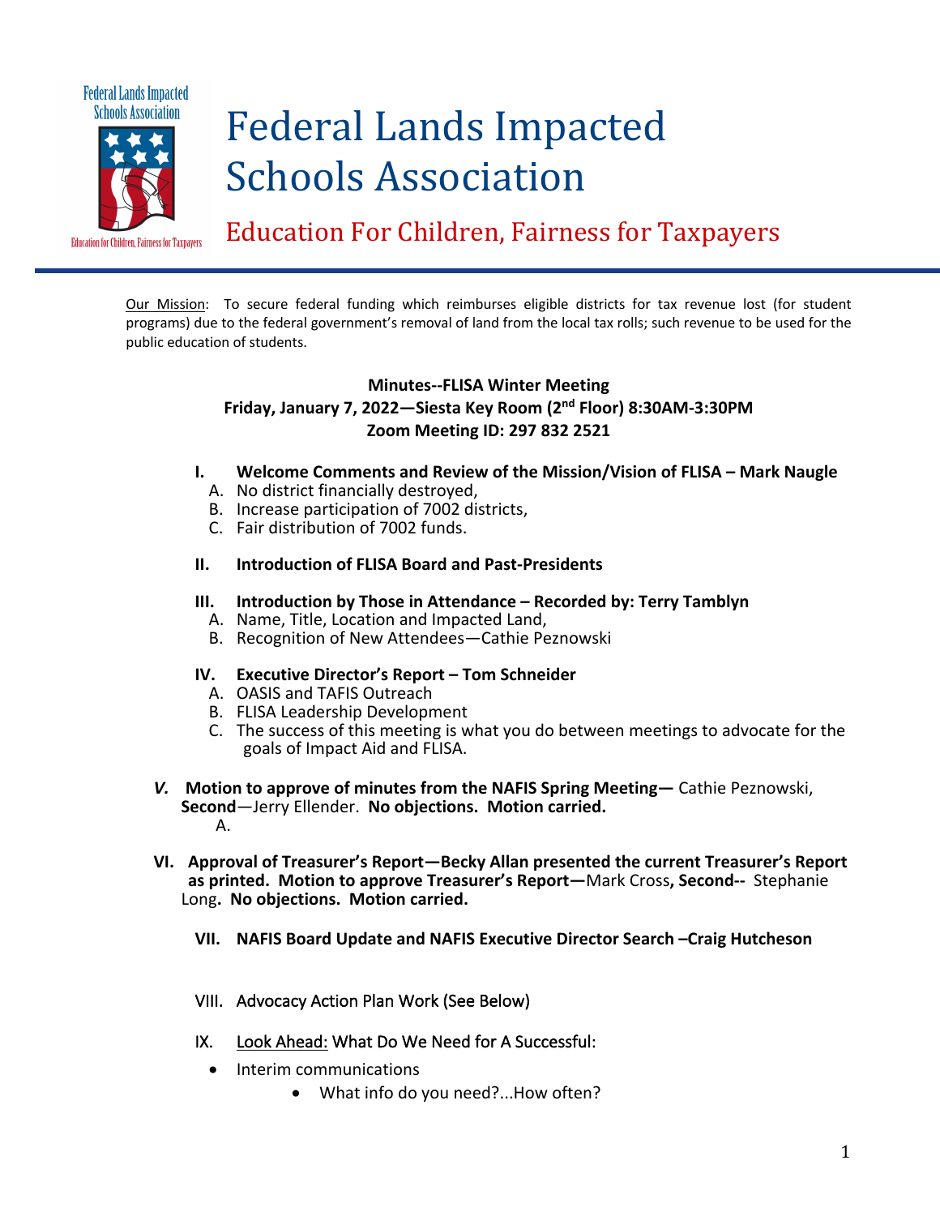# Federal Lands Impacted Schools Association

## Education For Children, Fairness for Taxpayers

Our Mission: To secure federal funding which reimburses eligible districts for tax revenue lost (for student programs) due to the federal government's removal of land from the local tax rolls; such revenue to be used for the public education of students.

**Minutes--FLISA Winter Meeting**
**Friday, January 7, 2022—Siesta Key Room (2nd Floor) 8:30AM-3:30PM**
**Zoom Meeting ID: 297 832 2521**

I. **Welcome Comments and Review of the Mission/Vision of FLISA – Mark Naugle**
   A. No district financially destroyed,
   B. Increase participation of 7002 districts,
   C. Fair distribution of 7002 funds.

II. **Introduction of FLISA Board and Past-Presidents**

III. **Introduction by Those in Attendance – Recorded by: Terry Tamblyn**
   A. Name, Title, Location and Impacted Land,
   B. Recognition of New Attendees—Cathie Peznowski

IV. **Executive Director's Report – Tom Schneider**
   A. OASIS and TAFIS Outreach
   B. FLISA Leadership Development
   C. The success of this meeting is what you do between meetings to advocate for the goals of Impact Aid and FLISA.

*V.* **Motion to approve of minutes from the NAFIS Spring Meeting—** Cathie Peznowski, **Second**—Jerry Ellender. **No objections. Motion carried.**
   A.

VI. **Approval of Treasurer's Report—Becky Allan presented the current Treasurer's Report as printed. Motion to approve Treasurer's Report—**Mark Cross**, Second--** Stephanie Long**. No objections. Motion carried.**

VII. **NAFIS Board Update and NAFIS Executive Director Search –Craig Hutcheson**

VIII. Advocacy Action Plan Work (See Below)

IX. Look Ahead: What Do We Need for A Successful:

- Interim communications
  - What info do you need?...How often?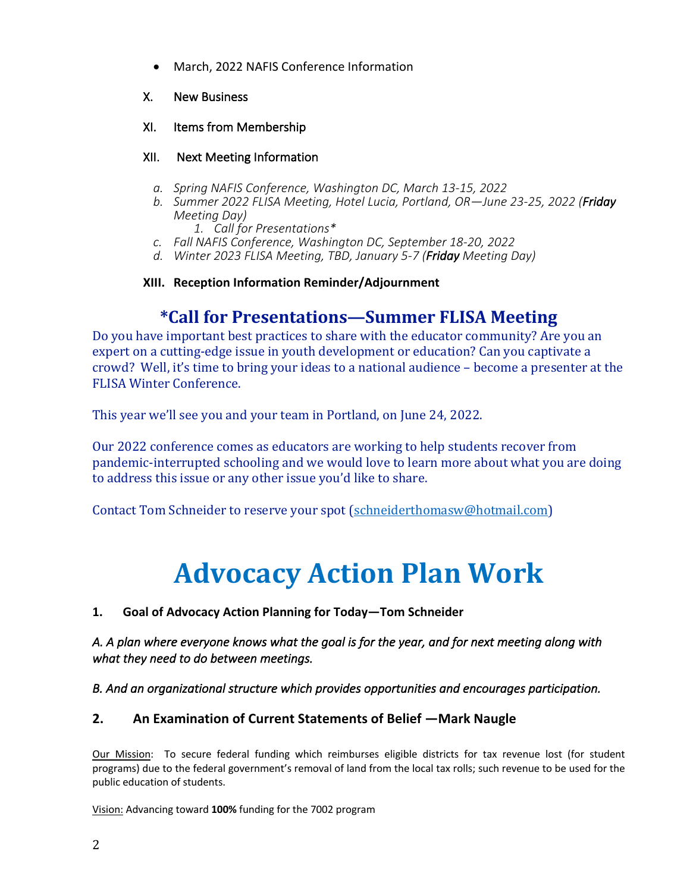- March, 2022 NAFIS Conference Information

X. New Business

XI. Items from Membership

XII. Next Meeting Information

   a. *Spring NAFIS Conference, Washington DC, March 13-15, 2022*
   b. *Summer 2022 FLISA Meeting, Hotel Lucia, Portland, OR—June 23-25, 2022 (**Friday** Meeting Day)*
      1. *Call for Presentations**
   c. *Fall NAFIS Conference, Washington DC, September 18-20, 2022*
   d. *Winter 2023 FLISA Meeting, TBD, January 5-7 (**Friday** Meeting Day)*

**XIII. Reception Information Reminder/Adjournment**

## *Call for Presentations—Summer FLISA Meeting

Do you have important best practices to share with the educator community? Are you an expert on a cutting-edge issue in youth development or education? Can you captivate a crowd? Well, it's time to bring your ideas to a national audience – become a presenter at the FLISA Winter Conference.

This year we'll see you and your team in Portland, on June 24, 2022.

Our 2022 conference comes as educators are working to help students recover from pandemic-interrupted schooling and we would love to learn more about what you are doing to address this issue or any other issue you'd like to share.

Contact Tom Schneider to reserve your spot (schneiderthomasw@hotmail.com)

# Advocacy Action Plan Work

**1. Goal of Advocacy Action Planning for Today—Tom Schneider**

*A. A plan where everyone knows what the goal is for the year, and for next meeting along with what they need to do between meetings.*

*B. And an organizational structure which provides opportunities and encourages participation.*

### 2. An Examination of Current Statements of Belief —Mark Naugle

Our Mission: To secure federal funding which reimburses eligible districts for tax revenue lost (for student programs) due to the federal government's removal of land from the local tax rolls; such revenue to be used for the public education of students.

Vision: Advancing toward **100%** funding for the 7002 program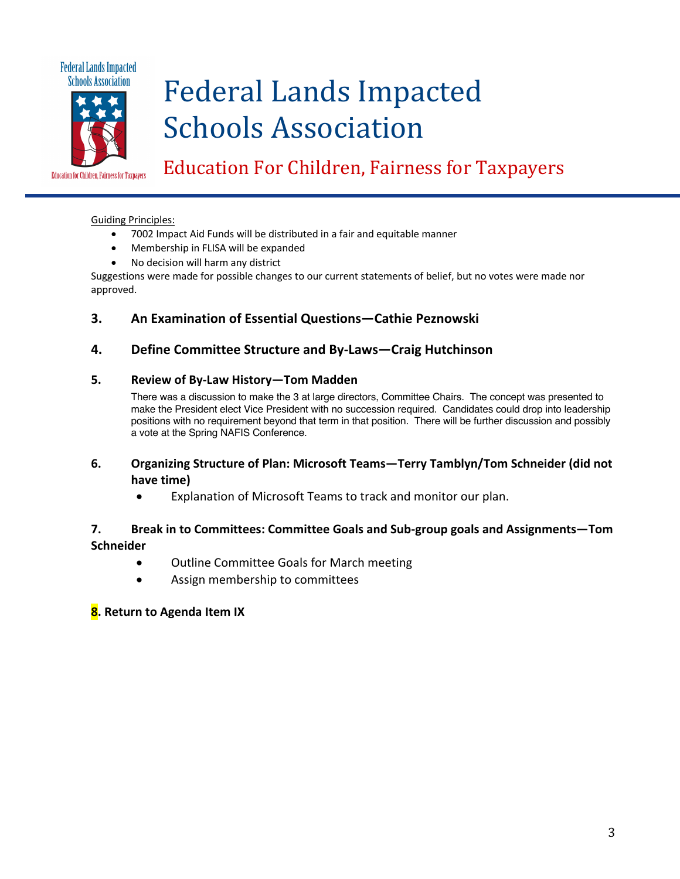# Federal Lands Impacted Schools Association

Education For Children, Fairness for Taxpayers

Guiding Principles:

- 7002 Impact Aid Funds will be distributed in a fair and equitable manner
- Membership in FLISA will be expanded
- No decision will harm any district

Suggestions were made for possible changes to our current statements of belief, but no votes were made nor approved.

### 3. An Examination of Essential Questions—Cathie Peznowski

### 4. Define Committee Structure and By-Laws—Craig Hutchinson

### 5. Review of By-Law History—Tom Madden

There was a discussion to make the 3 at large directors, Committee Chairs. The concept was presented to make the President elect Vice President with no succession required. Candidates could drop into leadership positions with no requirement beyond that term in that position. There will be further discussion and possibly a vote at the Spring NAFIS Conference.

### 6. Organizing Structure of Plan: Microsoft Teams—Terry Tamblyn/Tom Schneider (did not have time)

- Explanation of Microsoft Teams to track and monitor our plan.

### 7. Break in to Committees: Committee Goals and Sub-group goals and Assignments—Tom Schneider

- Outline Committee Goals for March meeting
- Assign membership to committees

### 8. Return to Agenda Item IX